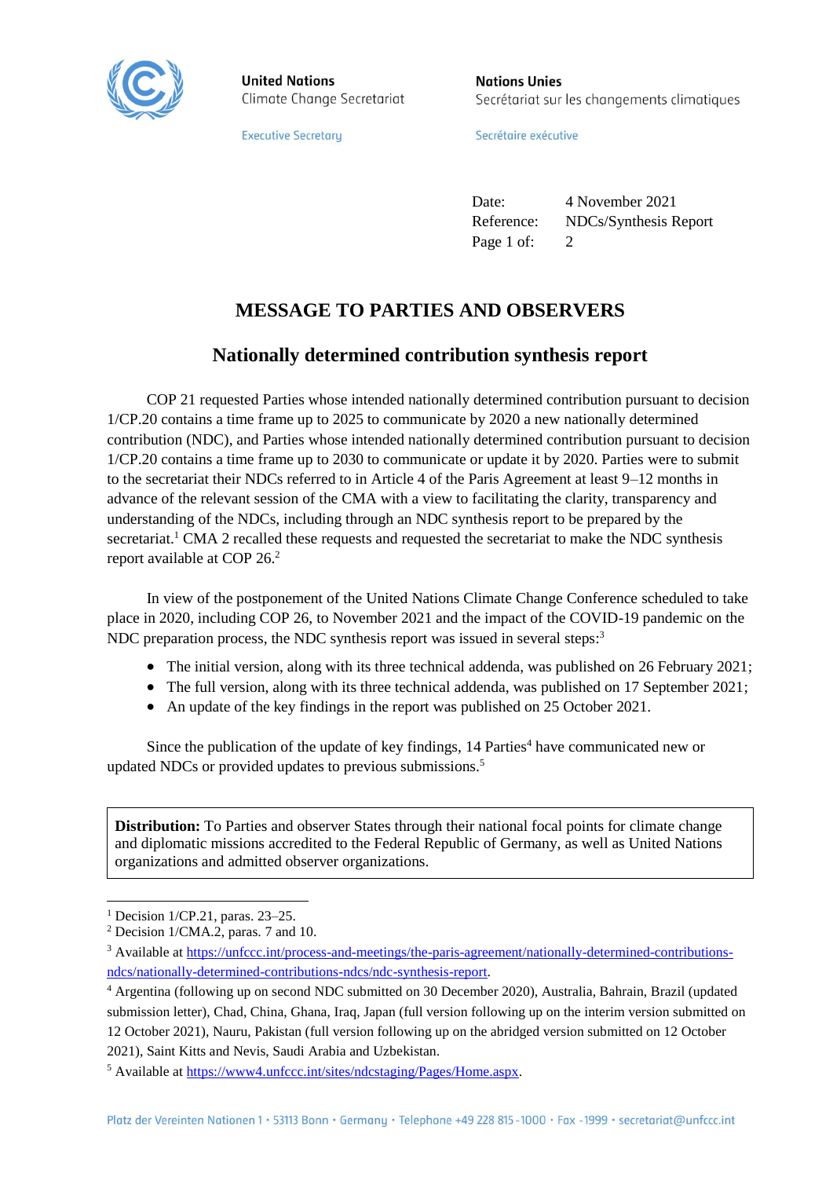United Nations
Climate Change Secretariat

Executive Secretary

Nations Unies
Secrétariat sur les changements climatiques

Secrétaire exécutive

Date: 4 November 2021
Reference: NDCs/Synthesis Report

# MESSAGE TO PARTIES AND OBSERVERS

## Nationally determined contribution synthesis report

COP 21 requested Parties whose intended nationally determined contribution pursuant to decision 1/CP.20 contains a time frame up to 2025 to communicate by 2020 a new nationally determined contribution (NDC), and Parties whose intended nationally determined contribution pursuant to decision 1/CP.20 contains a time frame up to 2030 to communicate or update it by 2020. Parties were to submit to the secretariat their NDCs referred to in Article 4 of the Paris Agreement at least 9–12 months in advance of the relevant session of the CMA with a view to facilitating the clarity, transparency and understanding of the NDCs, including through an NDC synthesis report to be prepared by the secretariat.[1] CMA 2 recalled these requests and requested the secretariat to make the NDC synthesis report available at COP 26.[2]

In view of the postponement of the United Nations Climate Change Conference scheduled to take place in 2020, including COP 26, to November 2021 and the impact of the COVID-19 pandemic on the NDC preparation process, the NDC synthesis report was issued in several steps:[3]

- The initial version, along with its three technical addenda, was published on 26 February 2021;
- The full version, along with its three technical addenda, was published on 17 September 2021;
- An update of the key findings in the report was published on 25 October 2021.

Since the publication of the update of key findings, 14 Parties[4] have communicated new or updated NDCs or provided updates to previous submissions.[5]

**Distribution:** To Parties and observer States through their national focal points for climate change and diplomatic missions accredited to the Federal Republic of Germany, as well as United Nations organizations and admitted observer organizations.

---

[1] Decision 1/CP.21, paras. 23–25.

[2] Decision 1/CMA.2, paras. 7 and 10.

[3] Available at https://unfccc.int/process-and-meetings/the-paris-agreement/nationally-determined-contributions-ndcs/nationally-determined-contributions-ndcs/ndc-synthesis-report.

[4] Argentina (following up on second NDC submitted on 30 December 2020), Australia, Bahrain, Brazil (updated submission letter), Chad, China, Ghana, Iraq, Japan (full version following up on the interim version submitted on 12 October 2021), Nauru, Pakistan (full version following up on the abridged version submitted on 12 October 2021), Saint Kitts and Nevis, Saudi Arabia and Uzbekistan.

[5] Available at https://www4.unfccc.int/sites/ndcstaging/Pages/Home.aspx.

Platz der Vereinten Nationen 1 • 53113 Bonn • Germany • Telephone +49 228 815-1000 • Fax -1999 • secretariat@unfccc.int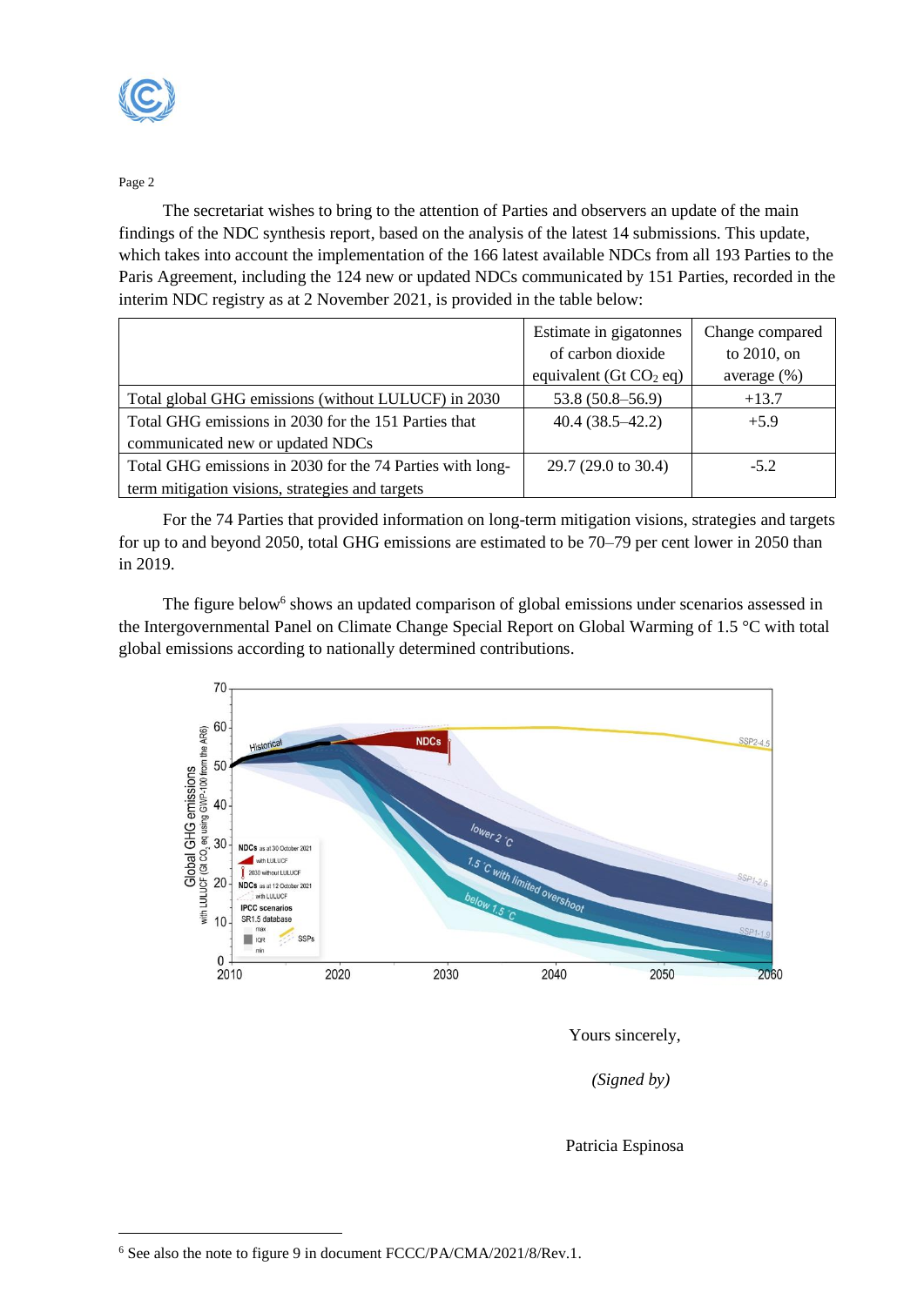The secretariat wishes to bring to the attention of Parties and observers an update of the main findings of the NDC synthesis report, based on the analysis of the latest 14 submissions. This update, which takes into account the implementation of the 166 latest available NDCs from all 193 Parties to the Paris Agreement, including the 124 new or updated NDCs communicated by 151 Parties, recorded in the interim NDC registry as at 2 November 2021, is provided in the table below:

| | Estimate in gigatonnes of carbon dioxide equivalent (Gt $CO_2$ eq) | Change compared to 2010, on average (%) |
|---|---|---|
| Total global GHG emissions (without LULUCF) in 2030 | 53.8 (50.8–56.9) | +13.7 |
| Total GHG emissions in 2030 for the 151 Parties that communicated new or updated NDCs | 40.4 (38.5–42.2) | +5.9 |
| Total GHG emissions in 2030 for the 74 Parties with long-term mitigation visions, strategies and targets | 29.7 (29.0 to 30.4) | -5.2 |

For the 74 Parties that provided information on long-term mitigation visions, strategies and targets for up to and beyond 2050, total GHG emissions are estimated to be 70–79 per cent lower in 2050 than in 2019.

The figure below[6] shows an updated comparison of global emissions under scenarios assessed in the Intergovernmental Panel on Climate Change Special Report on Global Warming of 1.5 °C with total global emissions according to nationally determined contributions.

Global GHG emissions
with LULUCF (Gt $CO_2$ eq using GWP-100 from the AR6)
70
60
50
40
30
20
10
0
2010
2020
2030
2040
2050
2060
Historical
NDCs
SSP2-4.5
lower 2 °C
1.5 °C with limited overshoot
below 1.5 °C
SSP1-2.6
SSP1-1.9
NDCs as at 30 October 2021
with LULUCF
2030 without LULUCF
NDCs as at 12 October 2021
with LULUCF
IPCC scenarios
SR1.5 database
max
IQR
min
SSPs

Yours sincerely,

*(Signed by)*

Patricia Espinosa

---

[6] See also the note to figure 9 in document FCCC/PA/CMA/2021/8/Rev.1.